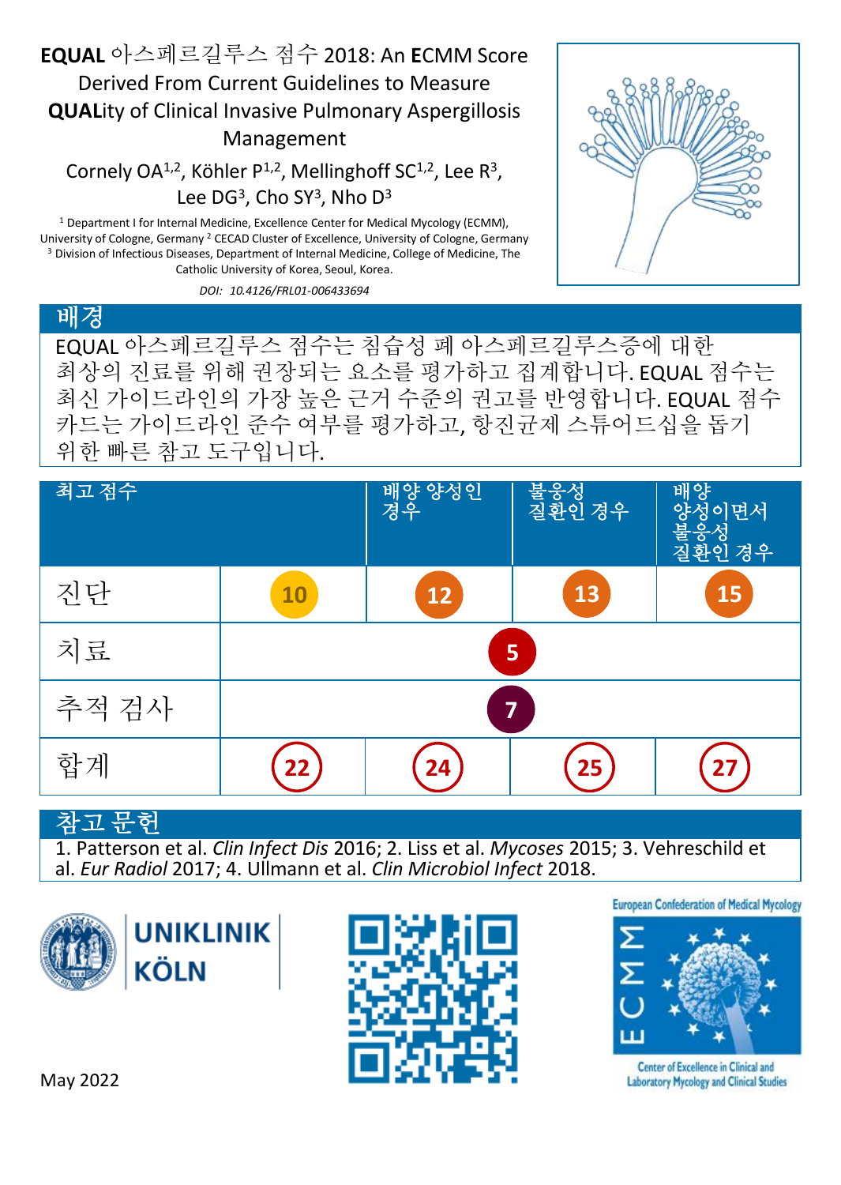# **EQUAL** 아스페르길루스 점수 2018: An **E**CMM Score Derived From Current Guidelines to Measure **QUAL**ity of Clinical Invasive Pulmonary Aspergillosis Management

Cornely OA[1,2], Köhler P[1,2], Mellinghoff SC[1,2], Lee R[3], Lee DG[3], Cho SY[3], Nho D[3]

[1] Department I for Internal Medicine, Excellence Center for Medical Mycology (ECMM), University of Cologne, Germany [2] CECAD Cluster of Excellence, University of Cologne, Germany [3] Division of Infectious Diseases, Department of Internal Medicine, College of Medicine, The Catholic University of Korea, Seoul, Korea.

*DOI: 10.4126/FRL01-006433694*

## 배경

EQUAL 아스페르길루스 점수는 침습성 폐 아스페르길루스증에 대한 최상의 진료를 위해 권장되는 요소를 평가하고 집계합니다. EQUAL 점수는 최신 가이드라인의 가장 높은 근거 수준의 권고를 반영합니다. EQUAL 점수 카드는 가이드라인 준수 여부를 평가하고, 항진균제 스튜어드십을 돕기 위한 빠른 참고 도구입니다.

| 최고 점수 | | 배양 양성인 경우 | 불응성 질환인 경우 | 배양 양성이면서 불응성 질환인 경우 |
|---|---|---|---|---|
| 진단 | 10 | 12 | 13 | 15 |
| 치료 | 5 | | | |
| 추적 검사 | 7 | | | |
| 합계 | 22 | 24 | 25 | 27 |

## 참고문헌

1. Patterson et al. *Clin Infect Dis* 2016; 2. Liss et al. *Mycoses* 2015; 3. Vehreschild et al. *Eur Radiol* 2017; 4. Ullmann et al. *Clin Microbiol Infect* 2018.

UNIKLINIK KÖLN

European Confederation of Medical Mycology

ECMM

Center of Excellence in Clinical and Laboratory Mycology and Clinical Studies

May 2022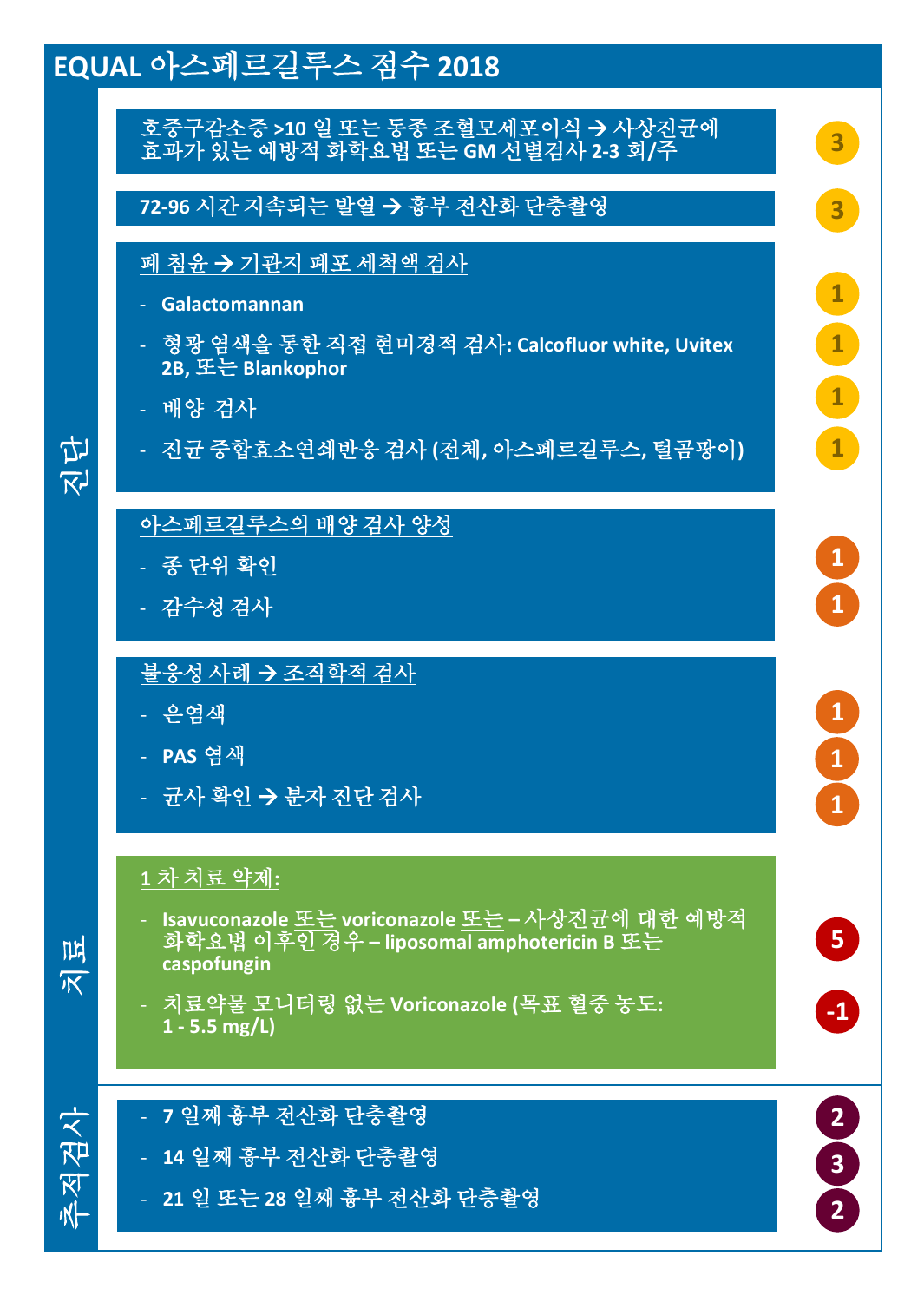# EQUAL 아스페르길루스 점수 2018

## 진단

| 항목 | 점수 |
|---|---|
| 호중구감소증 >10 일 또는 동종 조혈모세포이식 → 사상진균에 효과가 있는 예방적 화학요법 또는 GM 선별검사 2-3 회/주 | 3 |
| 72-96 시간 지속되는 발열 → 흉부 전산화 단층촬영 | 3 |
| **폐 침윤 → 기관지 폐포 세척액 검사** | |
| - Galactomannan | 1 |
| - 형광 염색을 통한 직접 현미경적 검사: Calcofluor white, Uvitex 2B, 또는 Blankophor | 1 |
| - 배양 검사 | 1 |
| - 진균 중합효소연쇄반응 검사 (전체, 아스페르길루스, 털곰팡이) | 1 |
| **아스페르길루스의 배양 검사 양성** | |
| - 종 단위 확인 | 1 |
| - 감수성 검사 | 1 |
| **불응성 사례 → 조직학적 검사** | |
| - 은염색 | 1 |
| - PAS 염색 | 1 |
| - 균사 확인 → 분자 진단 검사 | 1 |

## 치료

| 항목 | 점수 |
|---|---|
| **1 차 치료 약제:** | |
| - Isavuconazole 또는 voriconazole 또는 – 사상진균에 대한 예방적 화학요법 이후인 경우 – liposomal amphotericin B 또는 caspofungin | 5 |
| - 치료약물 모니터링 없는 Voriconazole (목표 혈중 농도: 1 - 5.5 mg/L) | -1 |

## 추적검사

| 항목 | 점수 |
|---|---|
| - 7 일째 흉부 전산화 단층촬영 | 2 |
| - 14 일째 흉부 전산화 단층촬영 | 3 |
| - 21 일 또는 28 일째 흉부 전산화 단층촬영 | 2 |